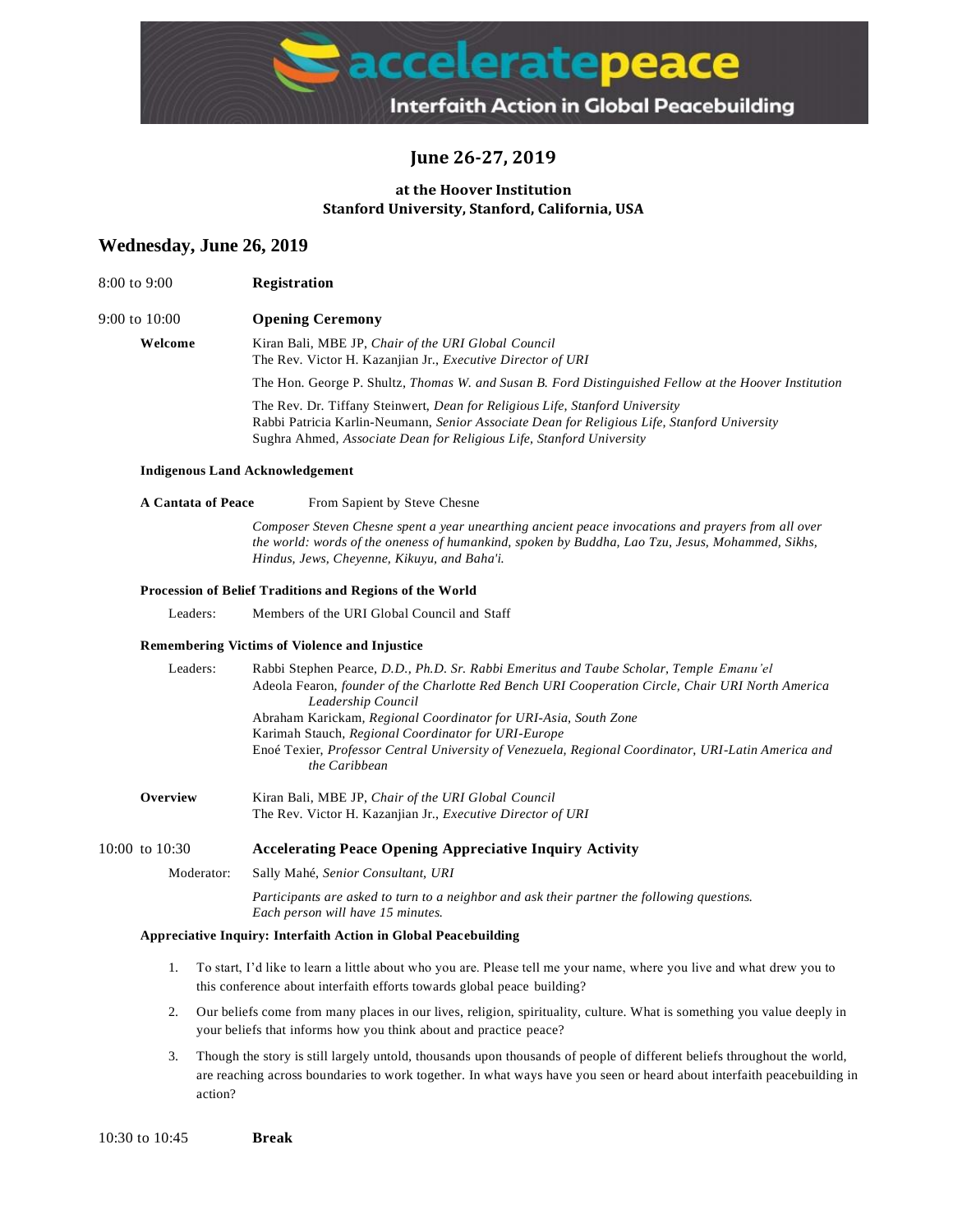**acceleratepeace**

**Interfaith Action in Global Peacebuilding**

## June 26-27, 2019

**at the Hoover Institution**
**Stanford University, Stanford, California, USA**

## Wednesday, June 26, 2019

8:00 to 9:00 — **Registration**

9:00 to 10:00 — **Opening Ceremony**

**Welcome**

Kiran Bali, MBE JP, *Chair of the URI Global Council*
The Rev. Victor H. Kazanjian Jr., *Executive Director of URI*

The Hon. George P. Shultz, *Thomas W. and Susan B. Ford Distinguished Fellow at the Hoover Institution*

The Rev. Dr. Tiffany Steinwert, *Dean for Religious Life, Stanford University*
Rabbi Patricia Karlin-Neumann, *Senior Associate Dean for Religious Life, Stanford University*
Sughra Ahmed, *Associate Dean for Religious Life, Stanford University*

**Indigenous Land Acknowledgement**

**A Cantata of Peace** — From Sapient by Steve Chesne

*Composer Steven Chesne spent a year unearthing ancient peace invocations and prayers from all over the world: words of the oneness of humankind, spoken by Buddha, Lao Tzu, Jesus, Mohammed, Sikhs, Hindus, Jews, Cheyenne, Kikuyu, and Baha'i.*

**Procession of Belief Traditions and Regions of the World**

Leaders: Members of the URI Global Council and Staff

**Remembering Victims of Violence and Injustice**

Leaders:
Rabbi Stephen Pearce, *D.D., Ph.D. Sr. Rabbi Emeritus and Taube Scholar, Temple Emanu'el*
Adeola Fearon, *founder of the Charlotte Red Bench URI Cooperation Circle, Chair URI North America Leadership Council*
Abraham Karickam, *Regional Coordinator for URI-Asia, South Zone*
Karimah Stauch, *Regional Coordinator for URI-Europe*
Enoé Texier, *Professor Central University of Venezuela, Regional Coordinator, URI-Latin America and the Caribbean*

**Overview**

Kiran Bali, MBE JP, *Chair of the URI Global Council*
The Rev. Victor H. Kazanjian Jr., *Executive Director of URI*

10:00 to 10:30 — **Accelerating Peace Opening Appreciative Inquiry Activity**

Moderator: Sally Mahé, *Senior Consultant, URI*

*Participants are asked to turn to a neighbor and ask their partner the following questions. Each person will have 15 minutes.*

**Appreciative Inquiry: Interfaith Action in Global Peacebuilding**

1. To start, I'd like to learn a little about who you are. Please tell me your name, where you live and what drew you to this conference about interfaith efforts towards global peace building?
2. Our beliefs come from many places in our lives, religion, spirituality, culture. What is something you value deeply in your beliefs that informs how you think about and practice peace?
3. Though the story is still largely untold, thousands upon thousands of people of different beliefs throughout the world, are reaching across boundaries to work together. In what ways have you seen or heard about interfaith peacebuilding in action?

10:30 to 10:45 — **Break**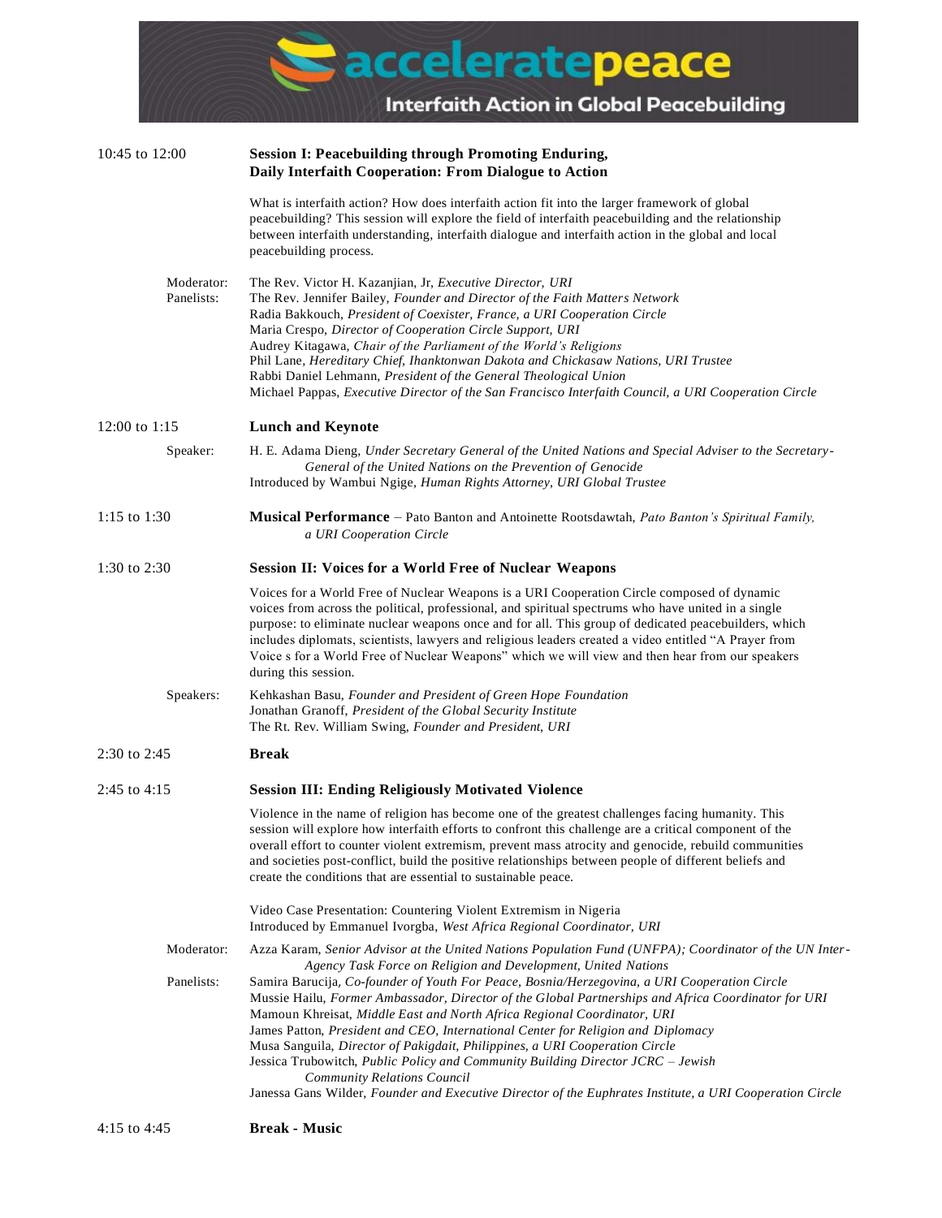# acceleratepeace

**Interfaith Action in Global Peacebuilding**

10:45 to 12:00

**Session I: Peacebuilding through Promoting Enduring, Daily Interfaith Cooperation: From Dialogue to Action**

What is interfaith action? How does interfaith action fit into the larger framework of global peacebuilding? This session will explore the field of interfaith peacebuilding and the relationship between interfaith understanding, interfaith dialogue and interfaith action in the global and local peacebuilding process.

Moderator: The Rev. Victor H. Kazanjian, Jr, *Executive Director, URI*

Panelists:
The Rev. Jennifer Bailey, *Founder and Director of the Faith Matters Network*
Radia Bakkouch, *President of Coexister, France, a URI Cooperation Circle*
Maria Crespo, *Director of Cooperation Circle Support, URI*
Audrey Kitagawa, *Chair of the Parliament of the World's Religions*
Phil Lane, *Hereditary Chief, Ihanktonwan Dakota and Chickasaw Nations, URI Trustee*
Rabbi Daniel Lehmann, *President of the General Theological Union*
Michael Pappas, *Executive Director of the San Francisco Interfaith Council, a URI Cooperation Circle*

12:00 to 1:15

**Lunch and Keynote**

Speaker: H. E. Adama Dieng, *Under Secretary General of the United Nations and Special Adviser to the Secretary-General of the United Nations on the Prevention of Genocide*
Introduced by Wambui Ngige, *Human Rights Attorney, URI Global Trustee*

1:15 to 1:30

**Musical Performance** – Pato Banton and Antoinette Rootsdawtah, *Pato Banton's Spiritual Family, a URI Cooperation Circle*

1:30 to 2:30

**Session II: Voices for a World Free of Nuclear Weapons**

Voices for a World Free of Nuclear Weapons is a URI Cooperation Circle composed of dynamic voices from across the political, professional, and spiritual spectrums who have united in a single purpose: to eliminate nuclear weapons once and for all. This group of dedicated peacebuilders, which includes diplomats, scientists, lawyers and religious leaders created a video entitled "A Prayer from Voice s for a World Free of Nuclear Weapons" which we will view and then hear from our speakers during this session.

Speakers:
Kehkashan Basu, *Founder and President of Green Hope Foundation*
Jonathan Granoff, *President of the Global Security Institute*
The Rt. Rev. William Swing, *Founder and President, URI*

2:30 to 2:45

**Break**

2:45 to 4:15

**Session III: Ending Religiously Motivated Violence**

Violence in the name of religion has become one of the greatest challenges facing humanity. This session will explore how interfaith efforts to confront this challenge are a critical component of the overall effort to counter violent extremism, prevent mass atrocity and genocide, rebuild communities and societies post-conflict, build the positive relationships between people of different beliefs and create the conditions that are essential to sustainable peace.

Video Case Presentation: Countering Violent Extremism in Nigeria
Introduced by Emmanuel Ivorgba, *West Africa Regional Coordinator, URI*

Moderator: Azza Karam, *Senior Advisor at the United Nations Population Fund (UNFPA); Coordinator of the UN Inter-Agency Task Force on Religion and Development, United Nations*

Panelists:
Samira Barucija, *Co-founder of Youth For Peace, Bosnia/Herzegovina, a URI Cooperation Circle*
Mussie Hailu, *Former Ambassador, Director of the Global Partnerships and Africa Coordinator for URI*
Mamoun Khreisat, *Middle East and North Africa Regional Coordinator, URI*
James Patton, *President and CEO, International Center for Religion and Diplomacy*
Musa Sanguila, *Director of Pakigdait, Philippines, a URI Cooperation Circle*
Jessica Trubowitch, *Public Policy and Community Building Director JCRC – Jewish Community Relations Council*
Janessa Gans Wilder, *Founder and Executive Director of the Euphrates Institute, a URI Cooperation Circle*

4:15 to 4:45

**Break - Music**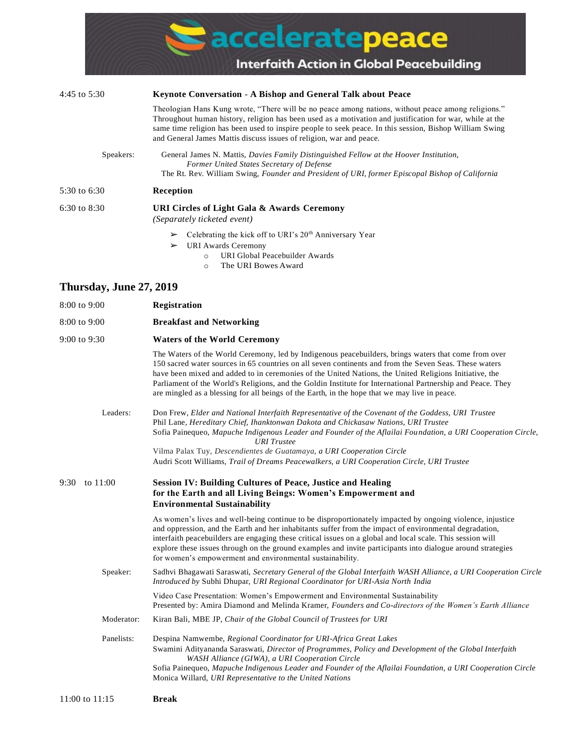accelerate**peace**

Interfaith Action in Global Peacebuilding

4:45 to 5:30 **Keynote Conversation - A Bishop and General Talk about Peace**

Theologian Hans Kung wrote, "There will be no peace among nations, without peace among religions." Throughout human history, religion has been used as a motivation and justification for war, while at the same time religion has been used to inspire people to seek peace. In this session, Bishop William Swing and General James Mattis discuss issues of religion, war and peace.

Speakers:
General James N. Mattis, *Davies Family Distinguished Fellow at the Hoover Institution, Former United States Secretary of Defense*
The Rt. Rev. William Swing, *Founder and President of URI, former Episcopal Bishop of California*

5:30 to 6:30 **Reception**

6:30 to 8:30 **URI Circles of Light Gala & Awards Ceremony**
*(Separately ticketed event)*

- Celebrating the kick off to URI's 20th Anniversary Year
- URI Awards Ceremony
  - URI Global Peacebuilder Awards
  - The URI Bowes Award

## Thursday, June 27, 2019

8:00 to 9:00 **Registration**

8:00 to 9:00 **Breakfast and Networking**

9:00 to 9:30 **Waters of the World Ceremony**

The Waters of the World Ceremony, led by Indigenous peacebuilders, brings waters that come from over 150 sacred water sources in 65 countries on all seven continents and from the Seven Seas. These waters have been mixed and added to in ceremonies of the United Nations, the United Religions Initiative, the Parliament of the World's Religions, and the Goldin Institute for International Partnership and Peace. They are mingled as a blessing for all beings of the Earth, in the hope that we may live in peace.

Leaders:
Don Frew, *Elder and National Interfaith Representative of the Covenant of the Goddess, URI Trustee*
Phil Lane, *Hereditary Chief, Ihanktonwan Dakota and Chickasaw Nations, URI Trustee*
Sofia Painequeo, *Mapuche Indigenous Leader and Founder of the Aflailai Foundation, a URI Cooperation Circle, URI Trustee*
Vilma Palax Tuy, *Descendientes de Guatamaya, a URI Cooperation Circle*
Audri Scott Williams, *Trail of Dreams Peacewalkers, a URI Cooperation Circle, URI Trustee*

9:30 to 11:00 **Session IV: Building Cultures of Peace, Justice and Healing for the Earth and all Living Beings: Women's Empowerment and Environmental Sustainability**

As women's lives and well-being continue to be disproportionately impacted by ongoing violence, injustice and oppression, and the Earth and her inhabitants suffer from the impact of environmental degradation, interfaith peacebuilders are engaging these critical issues on a global and local scale. This session will explore these issues through on the ground examples and invite participants into dialogue around strategies for women's empowerment and environmental sustainability.

Speaker:
Sadhvi Bhagawati Saraswati, *Secretary General of the Global Interfaith WASH Alliance, a URI Cooperation Circle*
*Introduced by* Subhi Dhupar, *URI Regional Coordinator for URI-Asia North India*

Video Case Presentation: Women's Empowerment and Environmental Sustainability
Presented by: Amira Diamond and Melinda Kramer, *Founders and Co-directors of the Women's Earth Alliance*

Moderator:
Kiran Bali, MBE JP, *Chair of the Global Council of Trustees for URI*

Panelists:
Despina Namwembe, *Regional Coordinator for URI-Africa Great Lakes*
Swamini Adityananda Saraswati, *Director of Programmes, Policy and Development of the Global Interfaith WASH Alliance (GIWA), a URI Cooperation Circle*
Sofia Painequeo, *Mapuche Indigenous Leader and Founder of the Aflailai Foundation, a URI Cooperation Circle*
Monica Willard, *URI Representative to the United Nations*

11:00 to 11:15 **Break**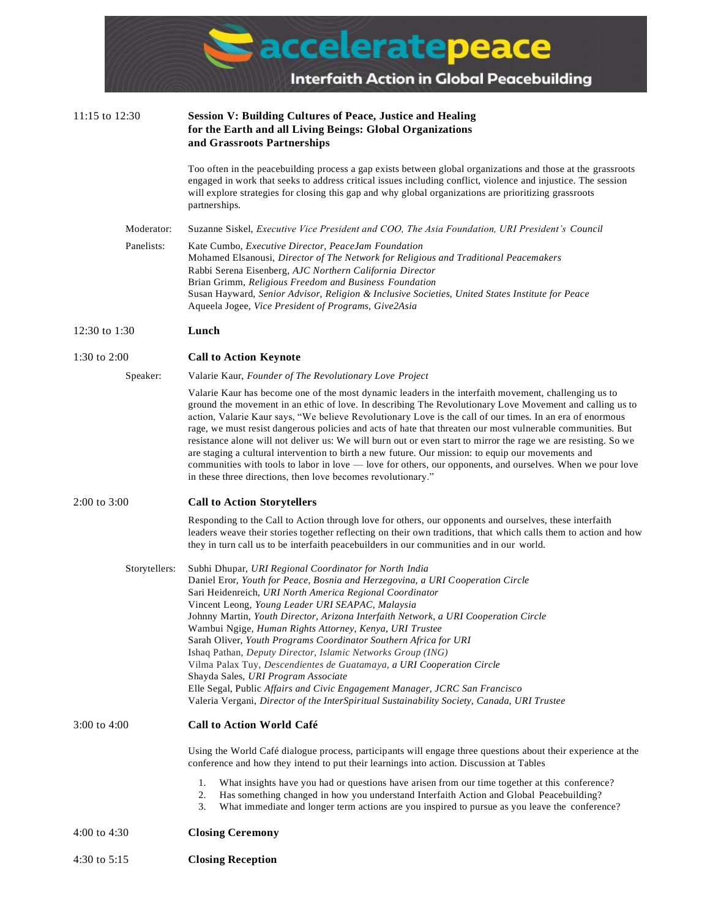**accelerate peace**

**Interfaith Action in Global Peacebuilding**

11:15 to 12:30 **Session V: Building Cultures of Peace, Justice and Healing for the Earth and all Living Beings: Global Organizations and Grassroots Partnerships**

Too often in the peacebuilding process a gap exists between global organizations and those at the grassroots engaged in work that seeks to address critical issues including conflict, violence and injustice. The session will explore strategies for closing this gap and why global organizations are prioritizing grassroots partnerships.

Moderator: Suzanne Siskel, *Executive Vice President and COO, The Asia Foundation, URI President's Council*

Panelists:
Kate Cumbo, *Executive Director, PeaceJam Foundation*
Mohamed Elsanousi, *Director of The Network for Religious and Traditional Peacemakers*
Rabbi Serena Eisenberg, *AJC Northern California Director*
Brian Grimm, *Religious Freedom and Business Foundation*
Susan Hayward, *Senior Advisor, Religion & Inclusive Societies, United States Institute for Peace*
Aqueela Jogee, *Vice President of Programs, Give2Asia*

12:30 to 1:30 **Lunch**

1:30 to 2:00 **Call to Action Keynote**

Speaker: Valarie Kaur, *Founder of The Revolutionary Love Project*

Valarie Kaur has become one of the most dynamic leaders in the interfaith movement, challenging us to ground the movement in an ethic of love. In describing The Revolutionary Love Movement and calling us to action, Valarie Kaur says, "We believe Revolutionary Love is the call of our times. In an era of enormous rage, we must resist dangerous policies and acts of hate that threaten our most vulnerable communities. But resistance alone will not deliver us: We will burn out or even start to mirror the rage we are resisting. So we are staging a cultural intervention to birth a new future. Our mission: to equip our movements and communities with tools to labor in love — love for others, our opponents, and ourselves. When we pour love in these three directions, then love becomes revolutionary."

2:00 to 3:00 **Call to Action Storytellers**

Responding to the Call to Action through love for others, our opponents and ourselves, these interfaith leaders weave their stories together reflecting on their own traditions, that which calls them to action and how they in turn call us to be interfaith peacebuilders in our communities and in our world.

Storytellers:
Subhi Dhupar, *URI Regional Coordinator for North India*
Daniel Eror, *Youth for Peace, Bosnia and Herzegovina, a URI Cooperation Circle*
Sari Heidenreich, *URI North America Regional Coordinator*
Vincent Leong, *Young Leader URI SEAPAC, Malaysia*
Johnny Martin, *Youth Director, Arizona Interfaith Network, a URI Cooperation Circle*
Wambui Ngige, *Human Rights Attorney, Kenya, URI Trustee*
Sarah Oliver, *Youth Programs Coordinator Southern Africa for URI*
Ishaq Pathan, *Deputy Director, Islamic Networks Group (ING)*
Vilma Palax Tuy, *Descendientes de Guatamaya, a URI Cooperation Circle*
Shayda Sales, *URI Program Associate*
Elle Segal, Public *Affairs and Civic Engagement Manager, JCRC San Francisco*
Valeria Vergani, *Director of the InterSpiritual Sustainability Society, Canada, URI Trustee*

3:00 to 4:00 **Call to Action World Café**

Using the World Café dialogue process, participants will engage three questions about their experience at the conference and how they intend to put their learnings into action. Discussion at Tables

1. What insights have you had or questions have arisen from our time together at this conference?
2. Has something changed in how you understand Interfaith Action and Global Peacebuilding?
3. What immediate and longer term actions are you inspired to pursue as you leave the conference?

4:00 to 4:30 **Closing Ceremony**

4:30 to 5:15 **Closing Reception**